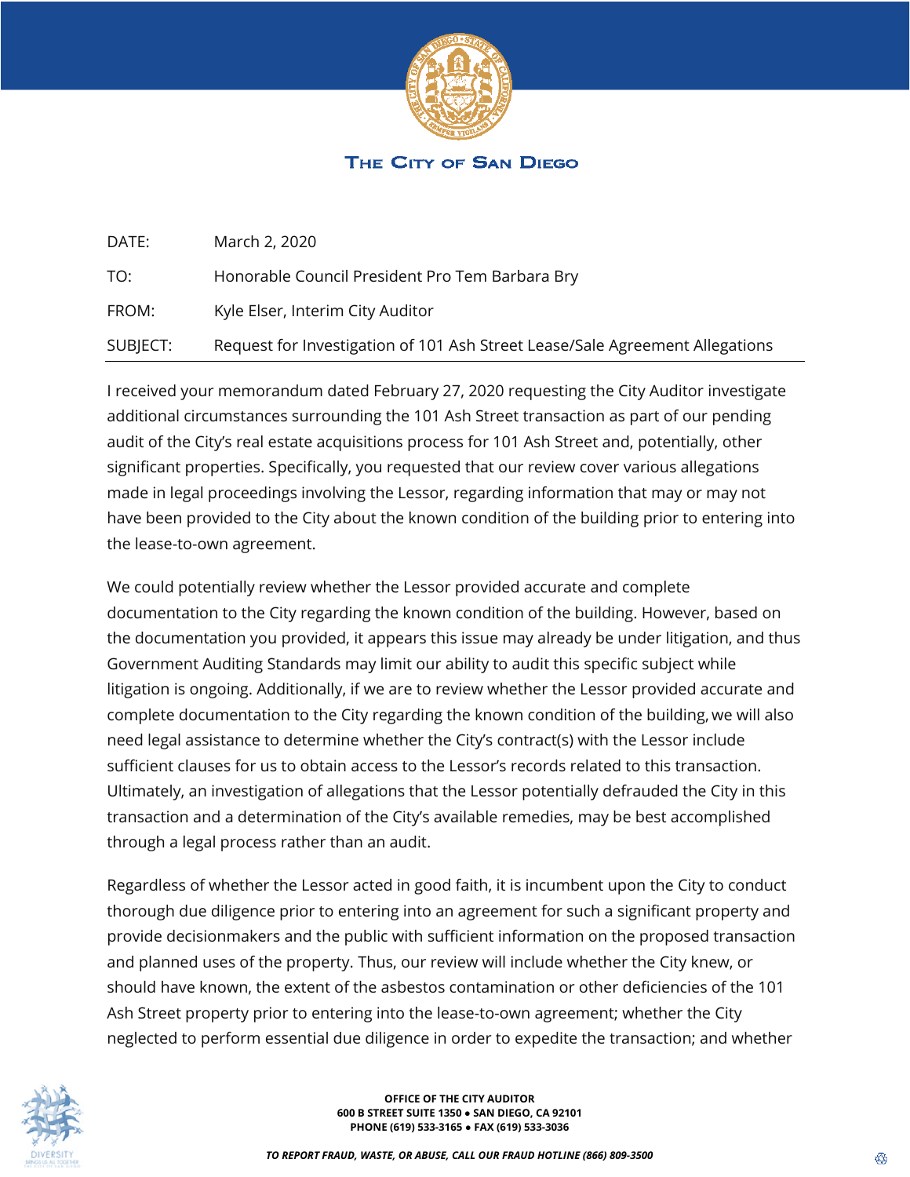# THE CITY OF SAN DIEGO

| | |
|---|---|
| DATE: | March 2, 2020 |
| TO: | Honorable Council President Pro Tem Barbara Bry |
| FROM: | Kyle Elser, Interim City Auditor |
| SUBJECT: | Request for Investigation of 101 Ash Street Lease/Sale Agreement Allegations |

I received your memorandum dated February 27, 2020 requesting the City Auditor investigate additional circumstances surrounding the 101 Ash Street transaction as part of our pending audit of the City's real estate acquisitions process for 101 Ash Street and, potentially, other significant properties. Specifically, you requested that our review cover various allegations made in legal proceedings involving the Lessor, regarding information that may or may not have been provided to the City about the known condition of the building prior to entering into the lease-to-own agreement.

We could potentially review whether the Lessor provided accurate and complete documentation to the City regarding the known condition of the building. However, based on the documentation you provided, it appears this issue may already be under litigation, and thus Government Auditing Standards may limit our ability to audit this specific subject while litigation is ongoing. Additionally, if we are to review whether the Lessor provided accurate and complete documentation to the City regarding the known condition of the building, we will also need legal assistance to determine whether the City's contract(s) with the Lessor include sufficient clauses for us to obtain access to the Lessor's records related to this transaction. Ultimately, an investigation of allegations that the Lessor potentially defrauded the City in this transaction and a determination of the City's available remedies, may be best accomplished through a legal process rather than an audit.

Regardless of whether the Lessor acted in good faith, it is incumbent upon the City to conduct thorough due diligence prior to entering into an agreement for such a significant property and provide decisionmakers and the public with sufficient information on the proposed transaction and planned uses of the property. Thus, our review will include whether the City knew, or should have known, the extent of the asbestos contamination or other deficiencies of the 101 Ash Street property prior to entering into the lease-to-own agreement; whether the City neglected to perform essential due diligence in order to expedite the transaction; and whether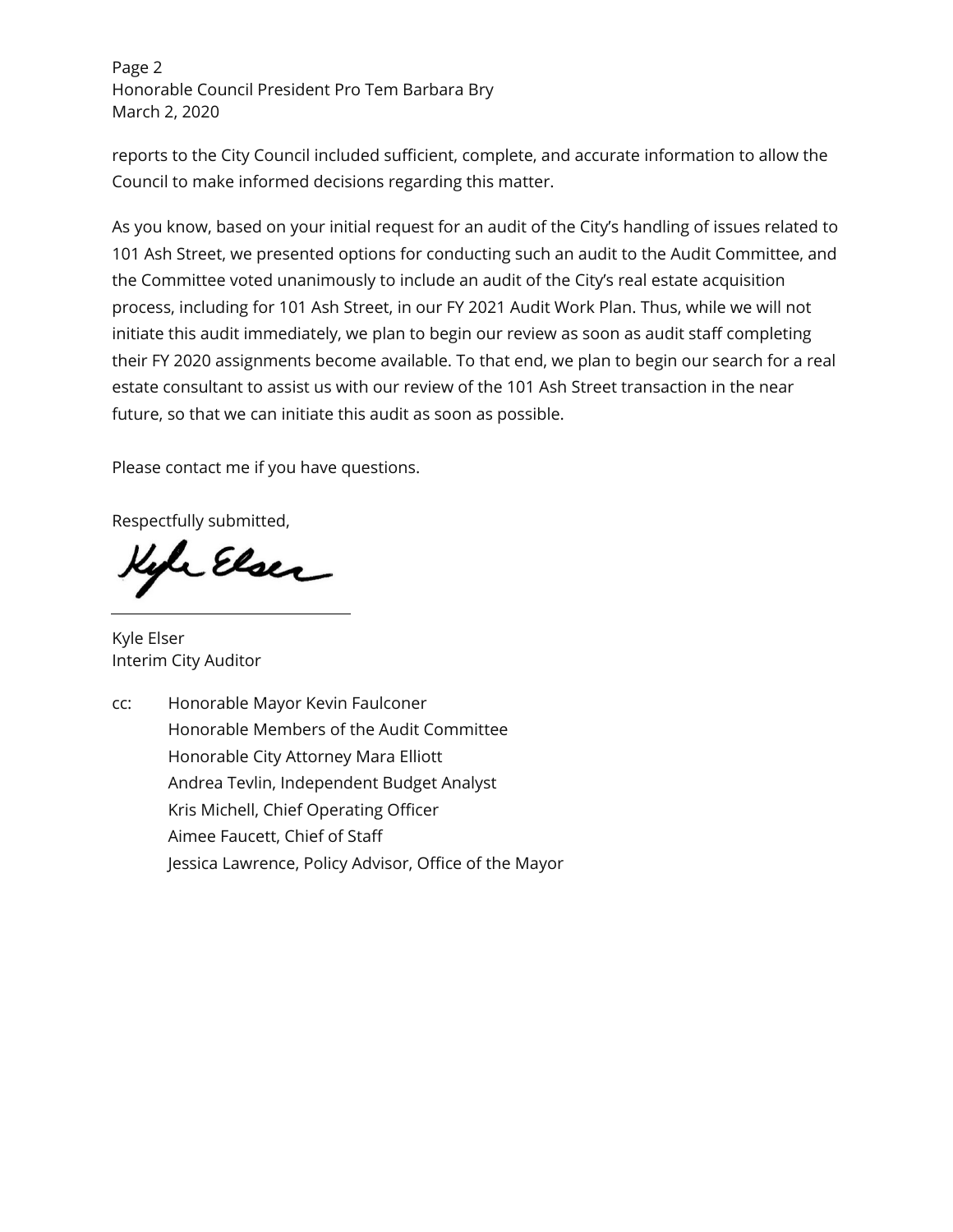reports to the City Council included sufficient, complete, and accurate information to allow the Council to make informed decisions regarding this matter.

As you know, based on your initial request for an audit of the City's handling of issues related to 101 Ash Street, we presented options for conducting such an audit to the Audit Committee, and the Committee voted unanimously to include an audit of the City's real estate acquisition process, including for 101 Ash Street, in our FY 2021 Audit Work Plan. Thus, while we will not initiate this audit immediately, we plan to begin our review as soon as audit staff completing their FY 2020 assignments become available. To that end, we plan to begin our search for a real estate consultant to assist us with our review of the 101 Ash Street transaction in the near future, so that we can initiate this audit as soon as possible.

Please contact me if you have questions.

Respectfully submitted,

Kyle Elser
Interim City Auditor

cc: Honorable Mayor Kevin Faulconer
Honorable Members of the Audit Committee
Honorable City Attorney Mara Elliott
Andrea Tevlin, Independent Budget Analyst
Kris Michell, Chief Operating Officer
Aimee Faucett, Chief of Staff
Jessica Lawrence, Policy Advisor, Office of the Mayor